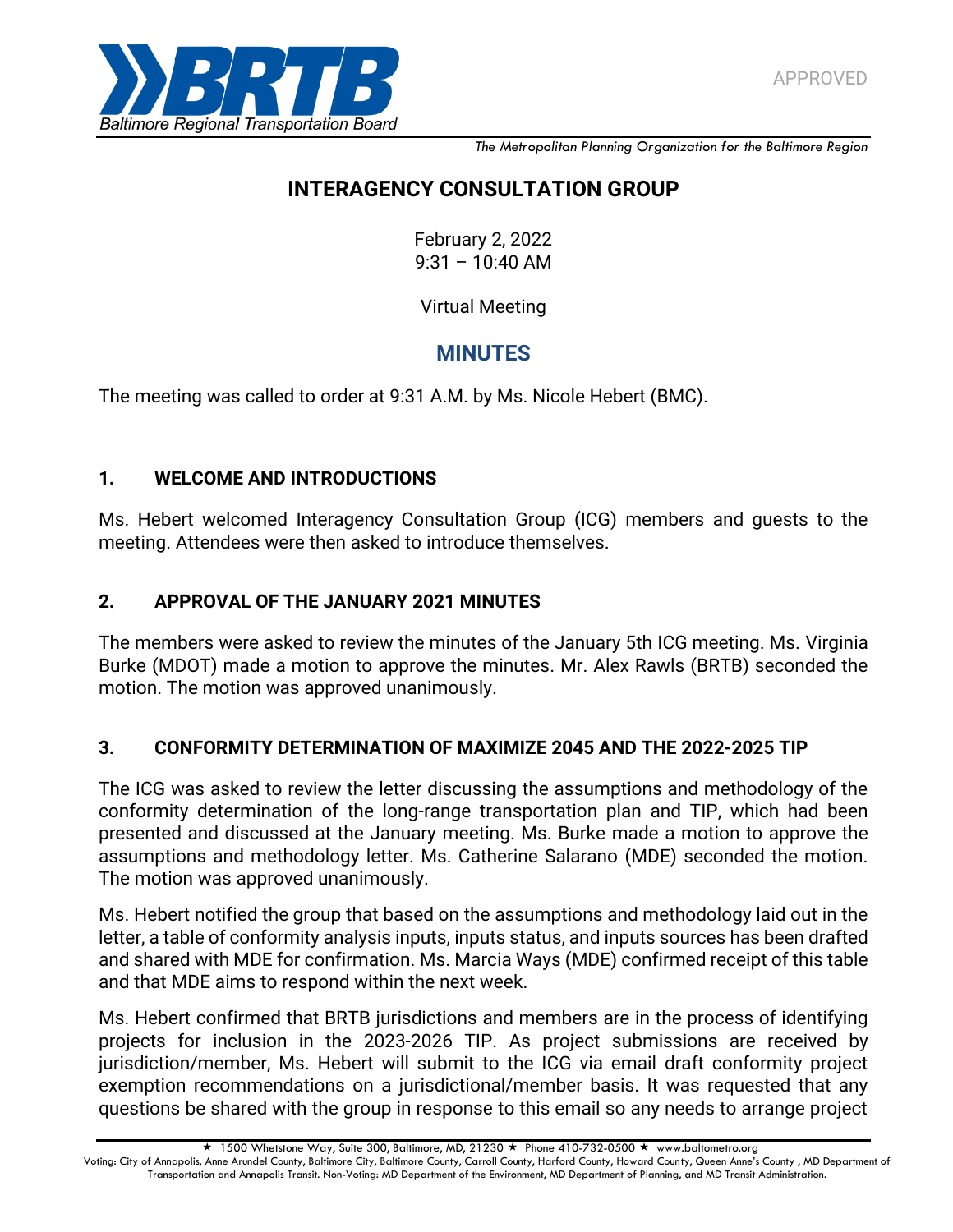APPROVED

*The Metropolitan Planning Organization for the Baltimore Region*

# INTERAGENCY CONSULTATION GROUP

February 2, 2022
9:31 – 10:40 AM

Virtual Meeting

## MINUTES

The meeting was called to order at 9:31 A.M. by Ms. Nicole Hebert (BMC).

### 1. WELCOME AND INTRODUCTIONS

Ms. Hebert welcomed Interagency Consultation Group (ICG) members and guests to the meeting. Attendees were then asked to introduce themselves.

### 2. APPROVAL OF THE JANUARY 2021 MINUTES

The members were asked to review the minutes of the January 5th ICG meeting. Ms. Virginia Burke (MDOT) made a motion to approve the minutes. Mr. Alex Rawls (BRTB) seconded the motion. The motion was approved unanimously.

### 3. CONFORMITY DETERMINATION OF MAXIMIZE 2045 AND THE 2022-2025 TIP

The ICG was asked to review the letter discussing the assumptions and methodology of the conformity determination of the long-range transportation plan and TIP, which had been presented and discussed at the January meeting. Ms. Burke made a motion to approve the assumptions and methodology letter. Ms. Catherine Salarano (MDE) seconded the motion. The motion was approved unanimously.

Ms. Hebert notified the group that based on the assumptions and methodology laid out in the letter, a table of conformity analysis inputs, inputs status, and inputs sources has been drafted and shared with MDE for confirmation. Ms. Marcia Ways (MDE) confirmed receipt of this table and that MDE aims to respond within the next week.

Ms. Hebert confirmed that BRTB jurisdictions and members are in the process of identifying projects for inclusion in the 2023-2026 TIP. As project submissions are received by jurisdiction/member, Ms. Hebert will submit to the ICG via email draft conformity project exemption recommendations on a jurisdictional/member basis. It was requested that any questions be shared with the group in response to this email so any needs to arrange project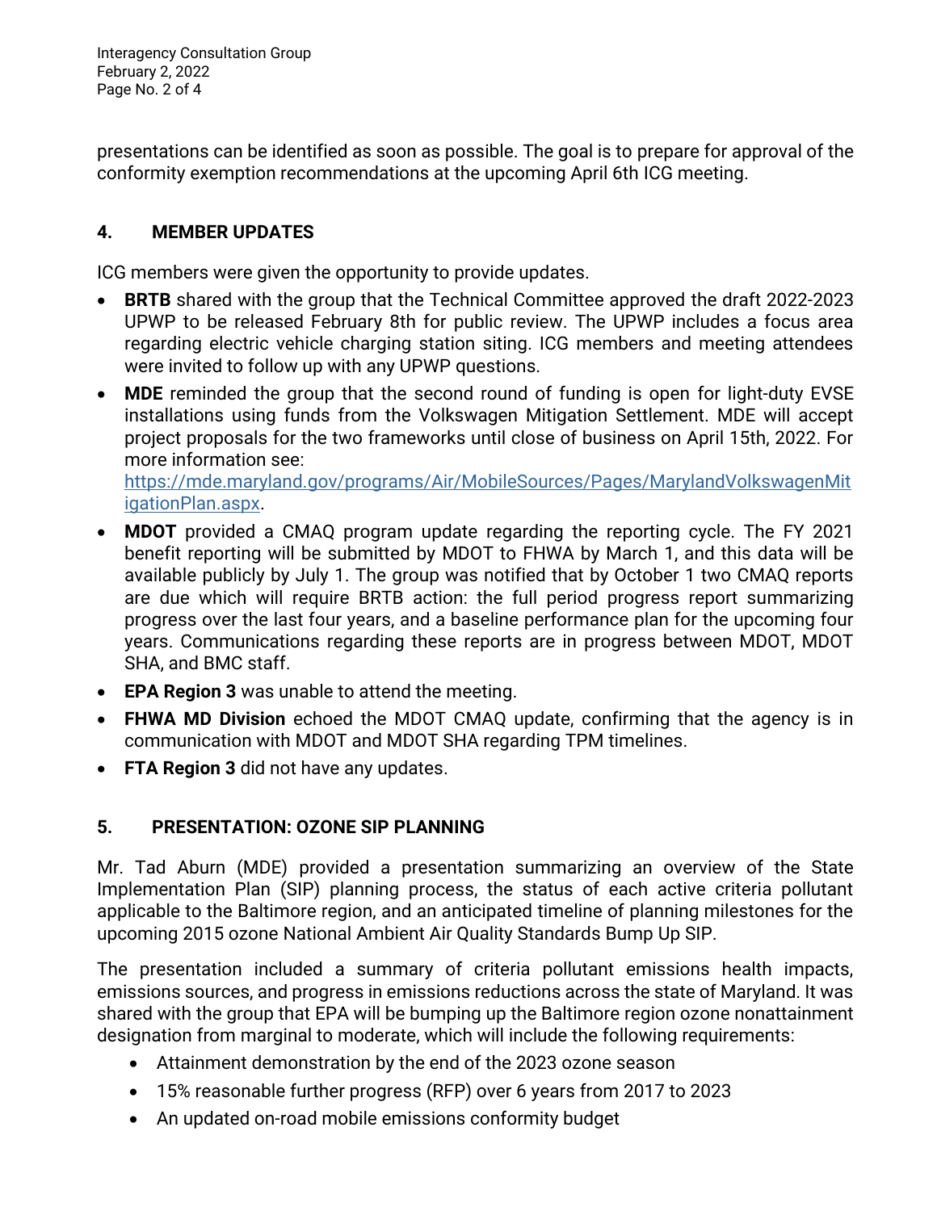presentations can be identified as soon as possible. The goal is to prepare for approval of the conformity exemption recommendations at the upcoming April 6th ICG meeting.

## 4. MEMBER UPDATES

ICG members were given the opportunity to provide updates.

- **BRTB** shared with the group that the Technical Committee approved the draft 2022-2023 UPWP to be released February 8th for public review. The UPWP includes a focus area regarding electric vehicle charging station siting. ICG members and meeting attendees were invited to follow up with any UPWP questions.
- **MDE** reminded the group that the second round of funding is open for light-duty EVSE installations using funds from the Volkswagen Mitigation Settlement. MDE will accept project proposals for the two frameworks until close of business on April 15th, 2022. For more information see: [https://mde.maryland.gov/programs/Air/MobileSources/Pages/MarylandVolkswagenMitigationPlan.aspx](https://mde.maryland.gov/programs/Air/MobileSources/Pages/MarylandVolkswagenMitigationPlan.aspx).
- **MDOT** provided a CMAQ program update regarding the reporting cycle. The FY 2021 benefit reporting will be submitted by MDOT to FHWA by March 1, and this data will be available publicly by July 1. The group was notified that by October 1 two CMAQ reports are due which will require BRTB action: the full period progress report summarizing progress over the last four years, and a baseline performance plan for the upcoming four years. Communications regarding these reports are in progress between MDOT, MDOT SHA, and BMC staff.
- **EPA Region 3** was unable to attend the meeting.
- **FHWA MD Division** echoed the MDOT CMAQ update, confirming that the agency is in communication with MDOT and MDOT SHA regarding TPM timelines.
- **FTA Region 3** did not have any updates.

## 5. PRESENTATION: OZONE SIP PLANNING

Mr. Tad Aburn (MDE) provided a presentation summarizing an overview of the State Implementation Plan (SIP) planning process, the status of each active criteria pollutant applicable to the Baltimore region, and an anticipated timeline of planning milestones for the upcoming 2015 ozone National Ambient Air Quality Standards Bump Up SIP.

The presentation included a summary of criteria pollutant emissions health impacts, emissions sources, and progress in emissions reductions across the state of Maryland. It was shared with the group that EPA will be bumping up the Baltimore region ozone nonattainment designation from marginal to moderate, which will include the following requirements:

- Attainment demonstration by the end of the 2023 ozone season
- 15% reasonable further progress (RFP) over 6 years from 2017 to 2023
- An updated on-road mobile emissions conformity budget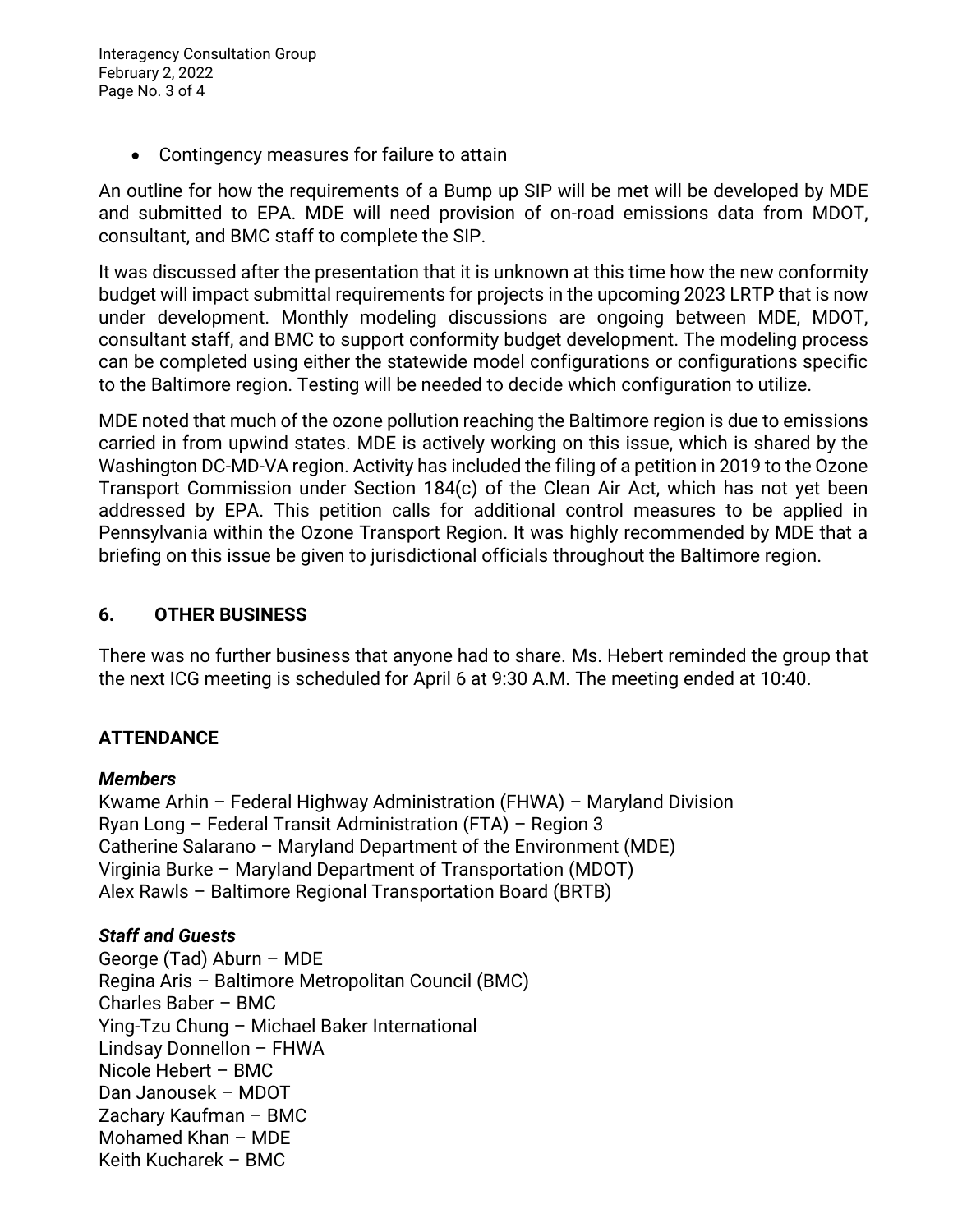- Contingency measures for failure to attain

An outline for how the requirements of a Bump up SIP will be met will be developed by MDE and submitted to EPA. MDE will need provision of on-road emissions data from MDOT, consultant, and BMC staff to complete the SIP.

It was discussed after the presentation that it is unknown at this time how the new conformity budget will impact submittal requirements for projects in the upcoming 2023 LRTP that is now under development. Monthly modeling discussions are ongoing between MDE, MDOT, consultant staff, and BMC to support conformity budget development. The modeling process can be completed using either the statewide model configurations or configurations specific to the Baltimore region. Testing will be needed to decide which configuration to utilize.

MDE noted that much of the ozone pollution reaching the Baltimore region is due to emissions carried in from upwind states. MDE is actively working on this issue, which is shared by the Washington DC-MD-VA region. Activity has included the filing of a petition in 2019 to the Ozone Transport Commission under Section 184(c) of the Clean Air Act, which has not yet been addressed by EPA. This petition calls for additional control measures to be applied in Pennsylvania within the Ozone Transport Region. It was highly recommended by MDE that a briefing on this issue be given to jurisdictional officials throughout the Baltimore region.

## 6. OTHER BUSINESS

There was no further business that anyone had to share. Ms. Hebert reminded the group that the next ICG meeting is scheduled for April 6 at 9:30 A.M. The meeting ended at 10:40.

## ATTENDANCE

***Members***

Kwame Arhin – Federal Highway Administration (FHWA) – Maryland Division
Ryan Long – Federal Transit Administration (FTA) – Region 3
Catherine Salarano – Maryland Department of the Environment (MDE)
Virginia Burke – Maryland Department of Transportation (MDOT)
Alex Rawls – Baltimore Regional Transportation Board (BRTB)

***Staff and Guests***

George (Tad) Aburn – MDE
Regina Aris – Baltimore Metropolitan Council (BMC)
Charles Baber – BMC
Ying-Tzu Chung – Michael Baker International
Lindsay Donnellon – FHWA
Nicole Hebert – BMC
Dan Janousek – MDOT
Zachary Kaufman – BMC
Mohamed Khan – MDE
Keith Kucharek – BMC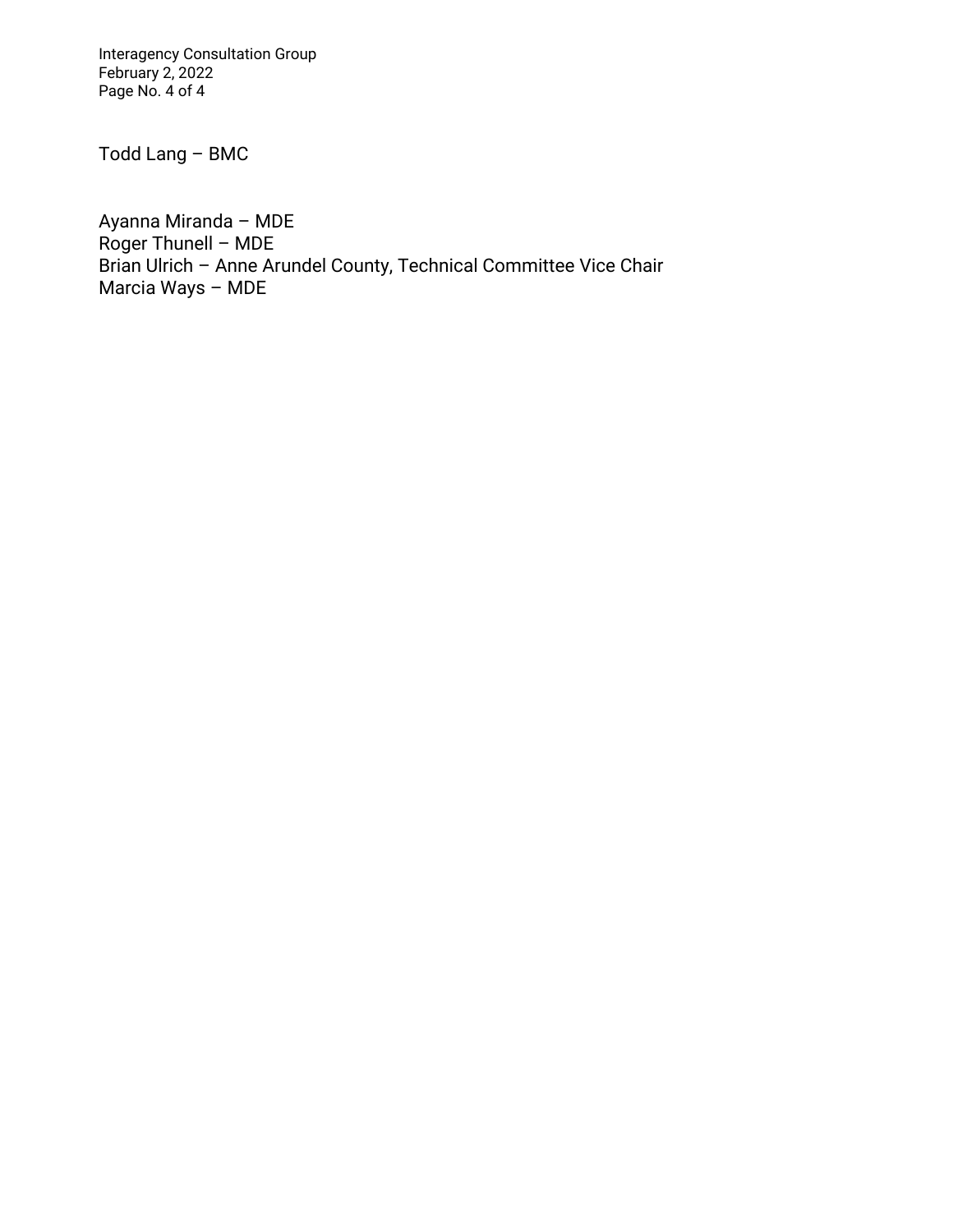Todd Lang – BMC

Ayanna Miranda – MDE
Roger Thunell – MDE
Brian Ulrich – Anne Arundel County, Technical Committee Vice Chair
Marcia Ways – MDE